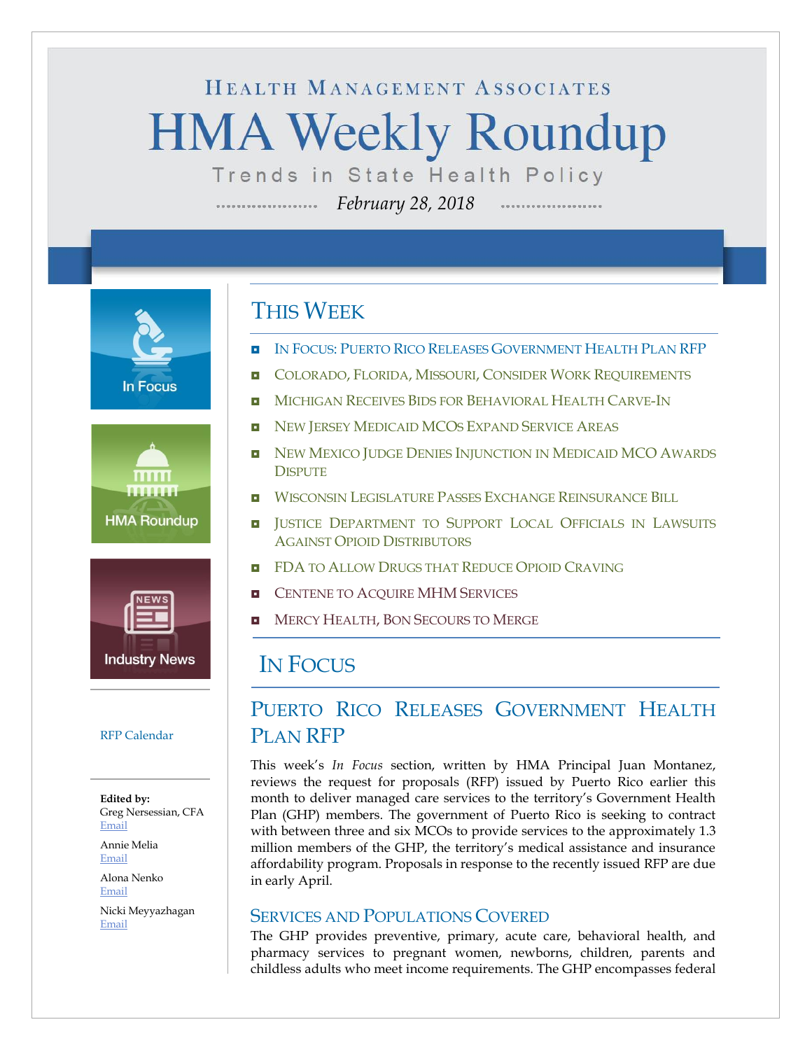# HEALTH MANAGEMENT ASSOCIATES

# HMA Weekly Roundup

Trends in State Health Policy

*February 28, 2018*

In Focus

HMA Roundup

Industry News

RFP Calendar

**Edited by:**
Greg Nersessian, CFA
Email

Annie Melia
Email

Alona Nenko
Email

Nicki Meyyazhagan
Email

## THIS WEEK

- IN FOCUS: PUERTO RICO RELEASES GOVERNMENT HEALTH PLAN RFP
- COLORADO, FLORIDA, MISSOURI, CONSIDER WORK REQUIREMENTS
- MICHIGAN RECEIVES BIDS FOR BEHAVIORAL HEALTH CARVE-IN
- NEW JERSEY MEDICAID MCOS EXPAND SERVICE AREAS
- NEW MEXICO JUDGE DENIES INJUNCTION IN MEDICAID MCO AWARDS DISPUTE
- WISCONSIN LEGISLATURE PASSES EXCHANGE REINSURANCE BILL
- JUSTICE DEPARTMENT TO SUPPORT LOCAL OFFICIALS IN LAWSUITS AGAINST OPIOID DISTRIBUTORS
- FDA TO ALLOW DRUGS THAT REDUCE OPIOID CRAVING
- CENTENE TO ACQUIRE MHM SERVICES
- MERCY HEALTH, BON SECOURS TO MERGE

## IN FOCUS

### PUERTO RICO RELEASES GOVERNMENT HEALTH PLAN RFP

This week's *In Focus* section, written by HMA Principal Juan Montanez, reviews the request for proposals (RFP) issued by Puerto Rico earlier this month to deliver managed care services to the territory's Government Health Plan (GHP) members. The government of Puerto Rico is seeking to contract with between three and six MCOs to provide services to the approximately 1.3 million members of the GHP, the territory's medical assistance and insurance affordability program. Proposals in response to the recently issued RFP are due in early April.

#### SERVICES AND POPULATIONS COVERED

The GHP provides preventive, primary, acute care, behavioral health, and pharmacy services to pregnant women, newborns, children, parents and childless adults who meet income requirements. The GHP encompasses federal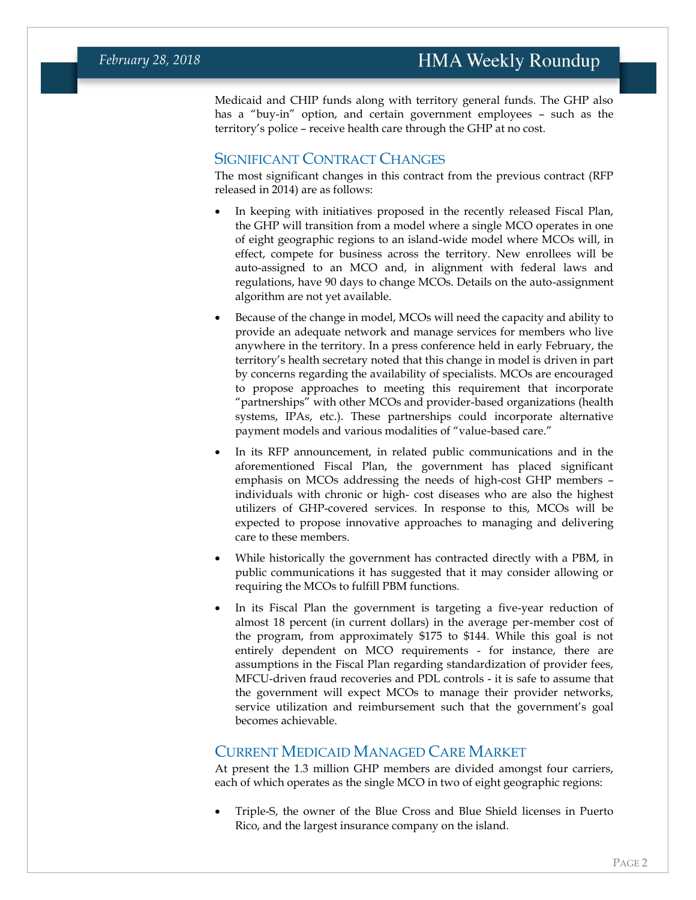Medicaid and CHIP funds along with territory general funds. The GHP also has a “buy-in” option, and certain government employees – such as the territory’s police – receive health care through the GHP at no cost.

## Significant Contract Changes

The most significant changes in this contract from the previous contract (RFP released in 2014) are as follows:

- In keeping with initiatives proposed in the recently released Fiscal Plan, the GHP will transition from a model where a single MCO operates in one of eight geographic regions to an island-wide model where MCOs will, in effect, compete for business across the territory. New enrollees will be auto-assigned to an MCO and, in alignment with federal laws and regulations, have 90 days to change MCOs. Details on the auto-assignment algorithm are not yet available.
- Because of the change in model, MCOs will need the capacity and ability to provide an adequate network and manage services for members who live anywhere in the territory. In a press conference held in early February, the territory’s health secretary noted that this change in model is driven in part by concerns regarding the availability of specialists. MCOs are encouraged to propose approaches to meeting this requirement that incorporate “partnerships” with other MCOs and provider-based organizations (health systems, IPAs, etc.). These partnerships could incorporate alternative payment models and various modalities of “value-based care.”
- In its RFP announcement, in related public communications and in the aforementioned Fiscal Plan, the government has placed significant emphasis on MCOs addressing the needs of high-cost GHP members – individuals with chronic or high- cost diseases who are also the highest utilizers of GHP-covered services. In response to this, MCOs will be expected to propose innovative approaches to managing and delivering care to these members.
- While historically the government has contracted directly with a PBM, in public communications it has suggested that it may consider allowing or requiring the MCOs to fulfill PBM functions.
- In its Fiscal Plan the government is targeting a five-year reduction of almost 18 percent (in current dollars) in the average per-member cost of the program, from approximately $175 to $144. While this goal is not entirely dependent on MCO requirements - for instance, there are assumptions in the Fiscal Plan regarding standardization of provider fees, MFCU-driven fraud recoveries and PDL controls - it is safe to assume that the government will expect MCOs to manage their provider networks, service utilization and reimbursement such that the government’s goal becomes achievable.

## Current Medicaid Managed Care Market

At present the 1.3 million GHP members are divided amongst four carriers, each of which operates as the single MCO in two of eight geographic regions:

- Triple-S, the owner of the Blue Cross and Blue Shield licenses in Puerto Rico, and the largest insurance company on the island.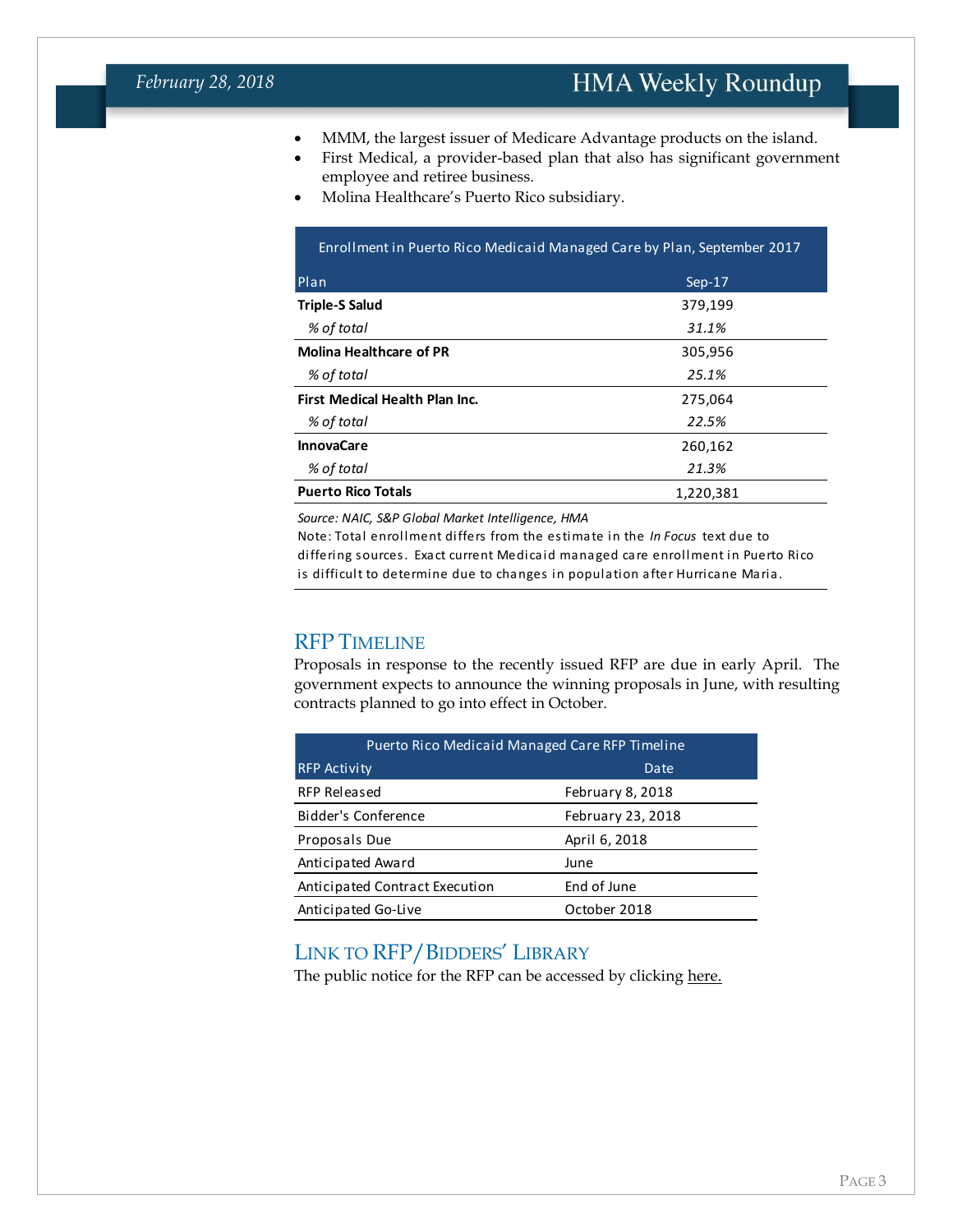- MMM, the largest issuer of Medicare Advantage products on the island.
- First Medical, a provider-based plan that also has significant government employee and retiree business.
- Molina Healthcare's Puerto Rico subsidiary.

| Enrollment in Puerto Rico Medicaid Managed Care by Plan, September 2017 | |
|---|---|
| Plan | Sep-17 |
| **Triple-S Salud** | 379,199 |
| *% of total* | *31.1%* |
| **Molina Healthcare of PR** | 305,956 |
| *% of total* | *25.1%* |
| **First Medical Health Plan Inc.** | 275,064 |
| *% of total* | *22.5%* |
| **InnovaCare** | 260,162 |
| *% of total* | *21.3%* |
| **Puerto Rico Totals** | 1,220,381 |

*Source: NAIC, S&P Global Market Intelligence, HMA*

Note: Total enrollment differs from the estimate in the *In Focus* text due to differing sources. Exact current Medicaid managed care enrollment in Puerto Rico is difficult to determine due to changes in population after Hurricane Maria.

## RFP Timeline

Proposals in response to the recently issued RFP are due in early April. The government expects to announce the winning proposals in June, with resulting contracts planned to go into effect in October.

| Puerto Rico Medicaid Managed Care RFP Timeline | |
|---|---|
| RFP Activity | Date |
| RFP Released | February 8, 2018 |
| Bidder's Conference | February 23, 2018 |
| Proposals Due | April 6, 2018 |
| Anticipated Award | June |
| Anticipated Contract Execution | End of June |
| Anticipated Go-Live | October 2018 |

## Link to RFP/Bidders' Library

The public notice for the RFP can be accessed by clicking here.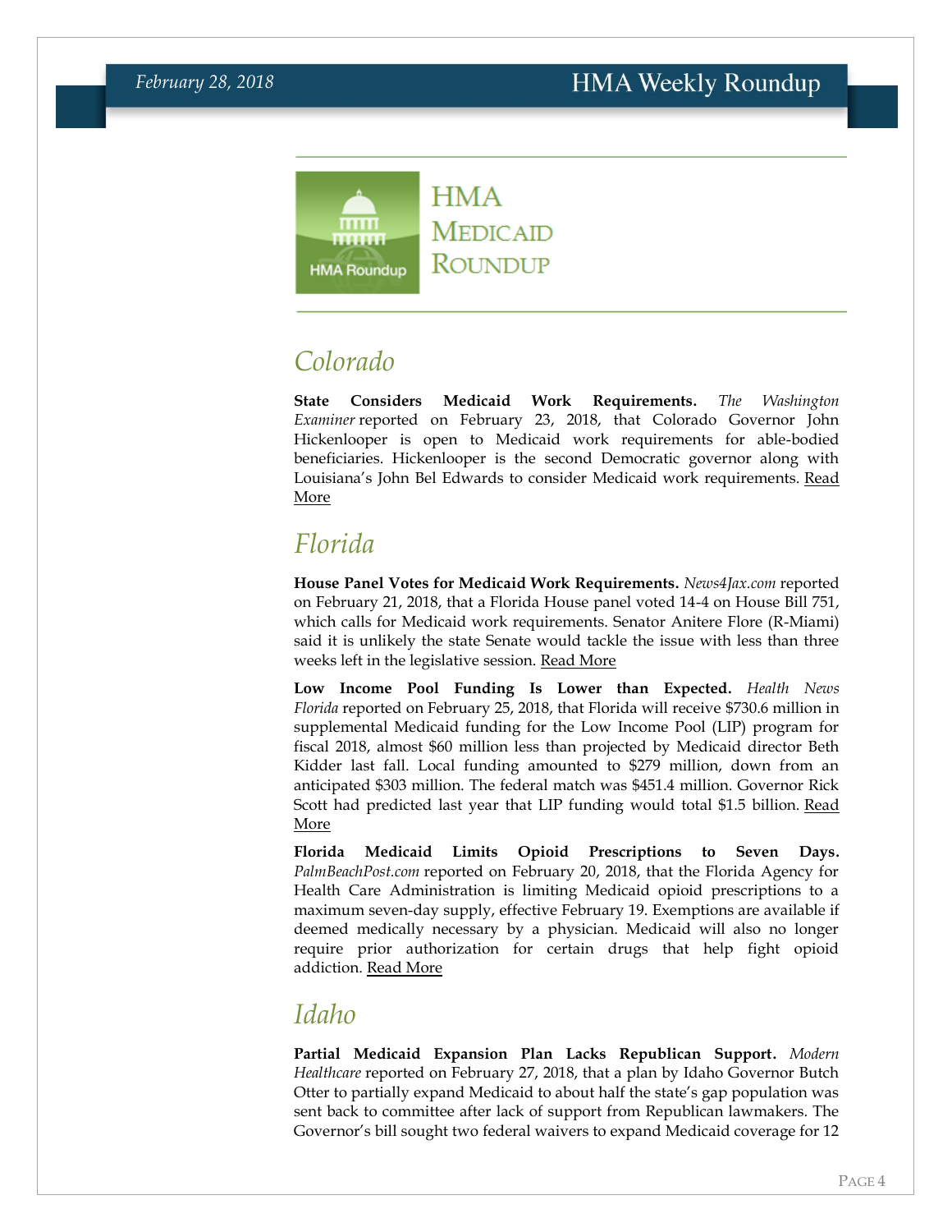# HMA Medicaid Roundup

## Colorado

**State Considers Medicaid Work Requirements.** *The Washington Examiner* reported on February 23, 2018, that Colorado Governor John Hickenlooper is open to Medicaid work requirements for able-bodied beneficiaries. Hickenlooper is the second Democratic governor along with Louisiana's John Bel Edwards to consider Medicaid work requirements. Read More

## Florida

**House Panel Votes for Medicaid Work Requirements.** *News4Jax.com* reported on February 21, 2018, that a Florida House panel voted 14-4 on House Bill 751, which calls for Medicaid work requirements. Senator Anitere Flore (R-Miami) said it is unlikely the state Senate would tackle the issue with less than three weeks left in the legislative session. Read More

**Low Income Pool Funding Is Lower than Expected.** *Health News Florida* reported on February 25, 2018, that Florida will receive $730.6 million in supplemental Medicaid funding for the Low Income Pool (LIP) program for fiscal 2018, almost $60 million less than projected by Medicaid director Beth Kidder last fall. Local funding amounted to $279 million, down from an anticipated $303 million. The federal match was $451.4 million. Governor Rick Scott had predicted last year that LIP funding would total $1.5 billion. Read More

**Florida Medicaid Limits Opioid Prescriptions to Seven Days.** *PalmBeachPost.com* reported on February 20, 2018, that the Florida Agency for Health Care Administration is limiting Medicaid opioid prescriptions to a maximum seven-day supply, effective February 19. Exemptions are available if deemed medically necessary by a physician. Medicaid will also no longer require prior authorization for certain drugs that help fight opioid addiction. Read More

## Idaho

**Partial Medicaid Expansion Plan Lacks Republican Support.** *Modern Healthcare* reported on February 27, 2018, that a plan by Idaho Governor Butch Otter to partially expand Medicaid to about half the state's gap population was sent back to committee after lack of support from Republican lawmakers. The Governor's bill sought two federal waivers to expand Medicaid coverage for 12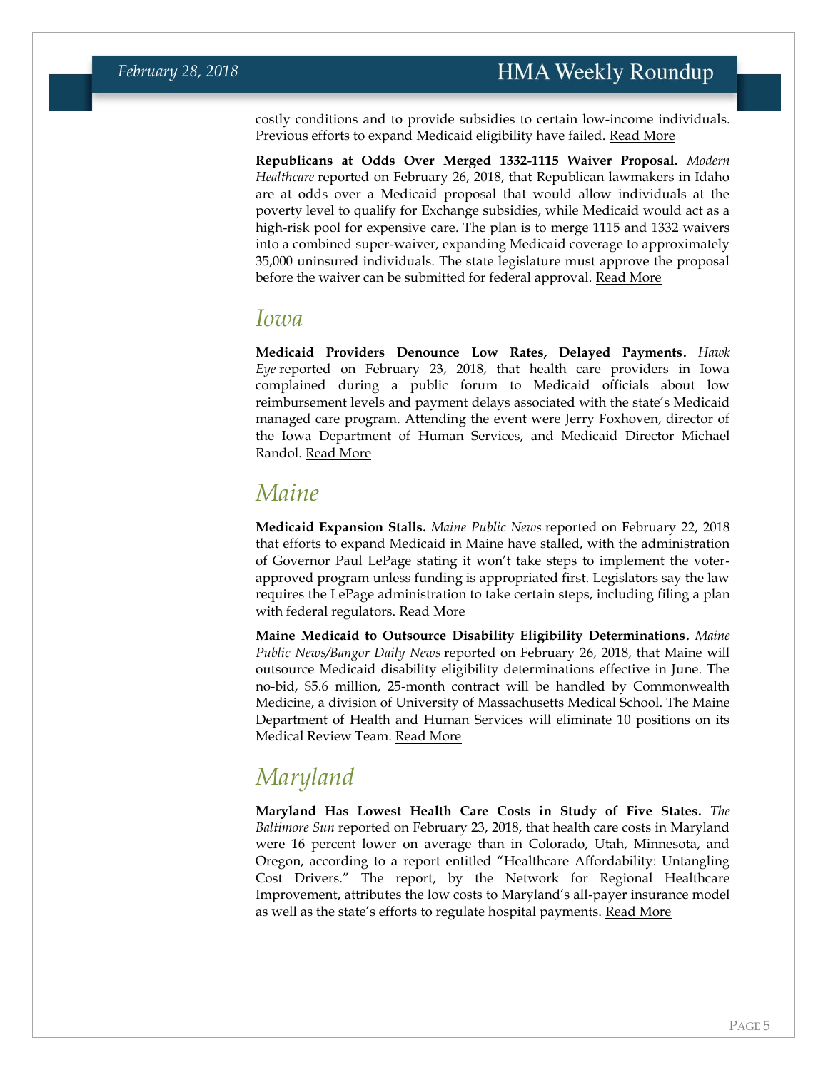costly conditions and to provide subsidies to certain low-income individuals. Previous efforts to expand Medicaid eligibility have failed. Read More

**Republicans at Odds Over Merged 1332-1115 Waiver Proposal.** *Modern Healthcare* reported on February 26, 2018, that Republican lawmakers in Idaho are at odds over a Medicaid proposal that would allow individuals at the poverty level to qualify for Exchange subsidies, while Medicaid would act as a high-risk pool for expensive care. The plan is to merge 1115 and 1332 waivers into a combined super-waiver, expanding Medicaid coverage to approximately 35,000 uninsured individuals. The state legislature must approve the proposal before the waiver can be submitted for federal approval. Read More

## Iowa

**Medicaid Providers Denounce Low Rates, Delayed Payments.** *Hawk Eye* reported on February 23, 2018, that health care providers in Iowa complained during a public forum to Medicaid officials about low reimbursement levels and payment delays associated with the state's Medicaid managed care program. Attending the event were Jerry Foxhoven, director of the Iowa Department of Human Services, and Medicaid Director Michael Randol. Read More

## Maine

**Medicaid Expansion Stalls.** *Maine Public News* reported on February 22, 2018 that efforts to expand Medicaid in Maine have stalled, with the administration of Governor Paul LePage stating it won't take steps to implement the voter-approved program unless funding is appropriated first. Legislators say the law requires the LePage administration to take certain steps, including filing a plan with federal regulators. Read More

**Maine Medicaid to Outsource Disability Eligibility Determinations.** *Maine Public News/Bangor Daily News* reported on February 26, 2018, that Maine will outsource Medicaid disability eligibility determinations effective in June. The no-bid, $5.6 million, 25-month contract will be handled by Commonwealth Medicine, a division of University of Massachusetts Medical School. The Maine Department of Health and Human Services will eliminate 10 positions on its Medical Review Team. Read More

## Maryland

**Maryland Has Lowest Health Care Costs in Study of Five States.** *The Baltimore Sun* reported on February 23, 2018, that health care costs in Maryland were 16 percent lower on average than in Colorado, Utah, Minnesota, and Oregon, according to a report entitled "Healthcare Affordability: Untangling Cost Drivers." The report, by the Network for Regional Healthcare Improvement, attributes the low costs to Maryland's all-payer insurance model as well as the state's efforts to regulate hospital payments. Read More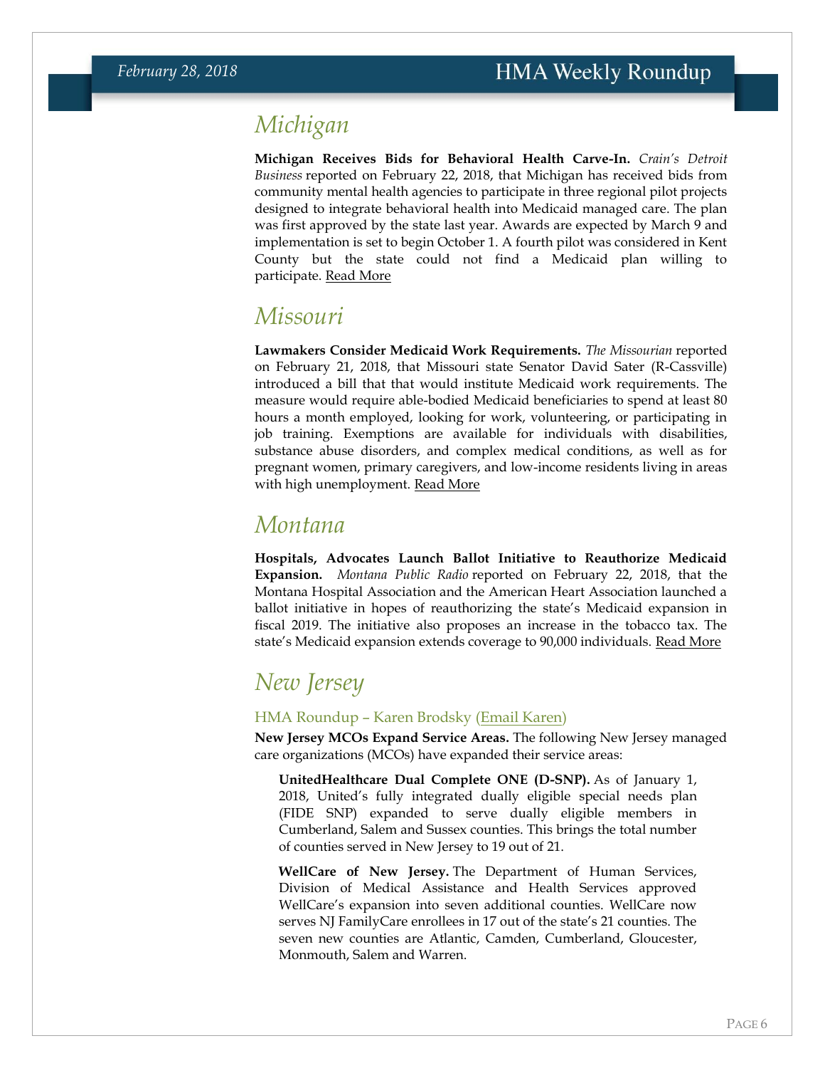# Michigan

**Michigan Receives Bids for Behavioral Health Carve-In.** *Crain's Detroit Business* reported on February 22, 2018, that Michigan has received bids from community mental health agencies to participate in three regional pilot projects designed to integrate behavioral health into Medicaid managed care. The plan was first approved by the state last year. Awards are expected by March 9 and implementation is set to begin October 1. A fourth pilot was considered in Kent County but the state could not find a Medicaid plan willing to participate. Read More

# Missouri

**Lawmakers Consider Medicaid Work Requirements.** *The Missourian* reported on February 21, 2018, that Missouri state Senator David Sater (R-Cassville) introduced a bill that that would institute Medicaid work requirements. The measure would require able-bodied Medicaid beneficiaries to spend at least 80 hours a month employed, looking for work, volunteering, or participating in job training. Exemptions are available for individuals with disabilities, substance abuse disorders, and complex medical conditions, as well as for pregnant women, primary caregivers, and low-income residents living in areas with high unemployment. Read More

# Montana

**Hospitals, Advocates Launch Ballot Initiative to Reauthorize Medicaid Expansion.** *Montana Public Radio* reported on February 22, 2018, that the Montana Hospital Association and the American Heart Association launched a ballot initiative in hopes of reauthorizing the state's Medicaid expansion in fiscal 2019. The initiative also proposes an increase in the tobacco tax. The state's Medicaid expansion extends coverage to 90,000 individuals. Read More

# New Jersey

## HMA Roundup – Karen Brodsky (Email Karen)

**New Jersey MCOs Expand Service Areas.** The following New Jersey managed care organizations (MCOs) have expanded their service areas:

> **UnitedHealthcare Dual Complete ONE (D-SNP).** As of January 1, 2018, United's fully integrated dually eligible special needs plan (FIDE SNP) expanded to serve dually eligible members in Cumberland, Salem and Sussex counties. This brings the total number of counties served in New Jersey to 19 out of 21.
>
> **WellCare of New Jersey.** The Department of Human Services, Division of Medical Assistance and Health Services approved WellCare's expansion into seven additional counties. WellCare now serves NJ FamilyCare enrollees in 17 out of the state's 21 counties. The seven new counties are Atlantic, Camden, Cumberland, Gloucester, Monmouth, Salem and Warren.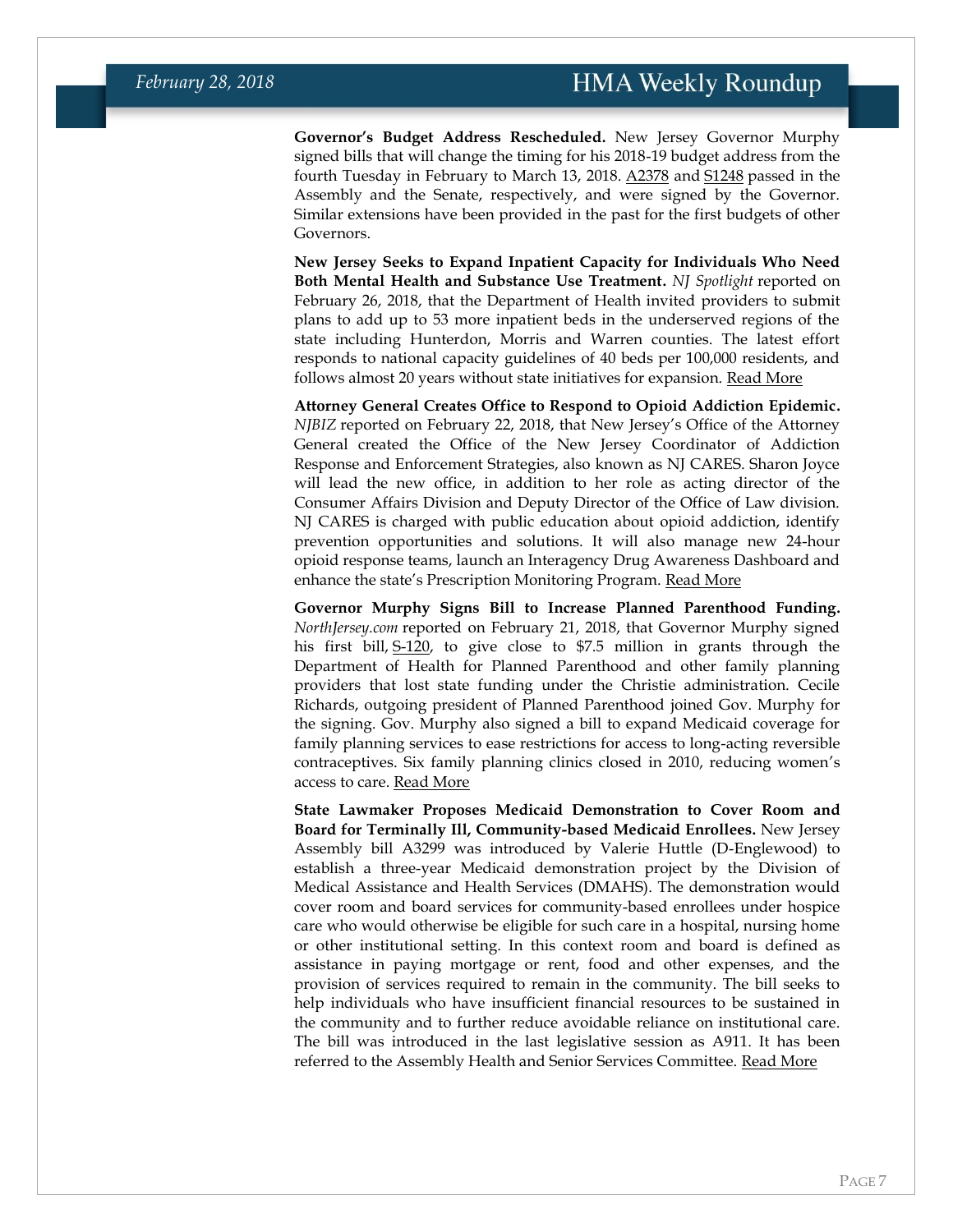**Governor's Budget Address Rescheduled.** New Jersey Governor Murphy signed bills that will change the timing for his 2018-19 budget address from the fourth Tuesday in February to March 13, 2018. A2378 and S1248 passed in the Assembly and the Senate, respectively, and were signed by the Governor. Similar extensions have been provided in the past for the first budgets of other Governors.

**New Jersey Seeks to Expand Inpatient Capacity for Individuals Who Need Both Mental Health and Substance Use Treatment.** *NJ Spotlight* reported on February 26, 2018, that the Department of Health invited providers to submit plans to add up to 53 more inpatient beds in the underserved regions of the state including Hunterdon, Morris and Warren counties. The latest effort responds to national capacity guidelines of 40 beds per 100,000 residents, and follows almost 20 years without state initiatives for expansion. Read More

**Attorney General Creates Office to Respond to Opioid Addiction Epidemic.** *NJBIZ* reported on February 22, 2018, that New Jersey's Office of the Attorney General created the Office of the New Jersey Coordinator of Addiction Response and Enforcement Strategies, also known as NJ CARES. Sharon Joyce will lead the new office, in addition to her role as acting director of the Consumer Affairs Division and Deputy Director of the Office of Law division. NJ CARES is charged with public education about opioid addiction, identify prevention opportunities and solutions. It will also manage new 24-hour opioid response teams, launch an Interagency Drug Awareness Dashboard and enhance the state's Prescription Monitoring Program. Read More

**Governor Murphy Signs Bill to Increase Planned Parenthood Funding.** *NorthJersey.com* reported on February 21, 2018, that Governor Murphy signed his first bill, S-120, to give close to $7.5 million in grants through the Department of Health for Planned Parenthood and other family planning providers that lost state funding under the Christie administration. Cecile Richards, outgoing president of Planned Parenthood joined Gov. Murphy for the signing. Gov. Murphy also signed a bill to expand Medicaid coverage for family planning services to ease restrictions for access to long-acting reversible contraceptives. Six family planning clinics closed in 2010, reducing women's access to care. Read More

**State Lawmaker Proposes Medicaid Demonstration to Cover Room and Board for Terminally Ill, Community-based Medicaid Enrollees.** New Jersey Assembly bill A3299 was introduced by Valerie Huttle (D-Englewood) to establish a three-year Medicaid demonstration project by the Division of Medical Assistance and Health Services (DMAHS). The demonstration would cover room and board services for community-based enrollees under hospice care who would otherwise be eligible for such care in a hospital, nursing home or other institutional setting. In this context room and board is defined as assistance in paying mortgage or rent, food and other expenses, and the provision of services required to remain in the community. The bill seeks to help individuals who have insufficient financial resources to be sustained in the community and to further reduce avoidable reliance on institutional care. The bill was introduced in the last legislative session as A911. It has been referred to the Assembly Health and Senior Services Committee. Read More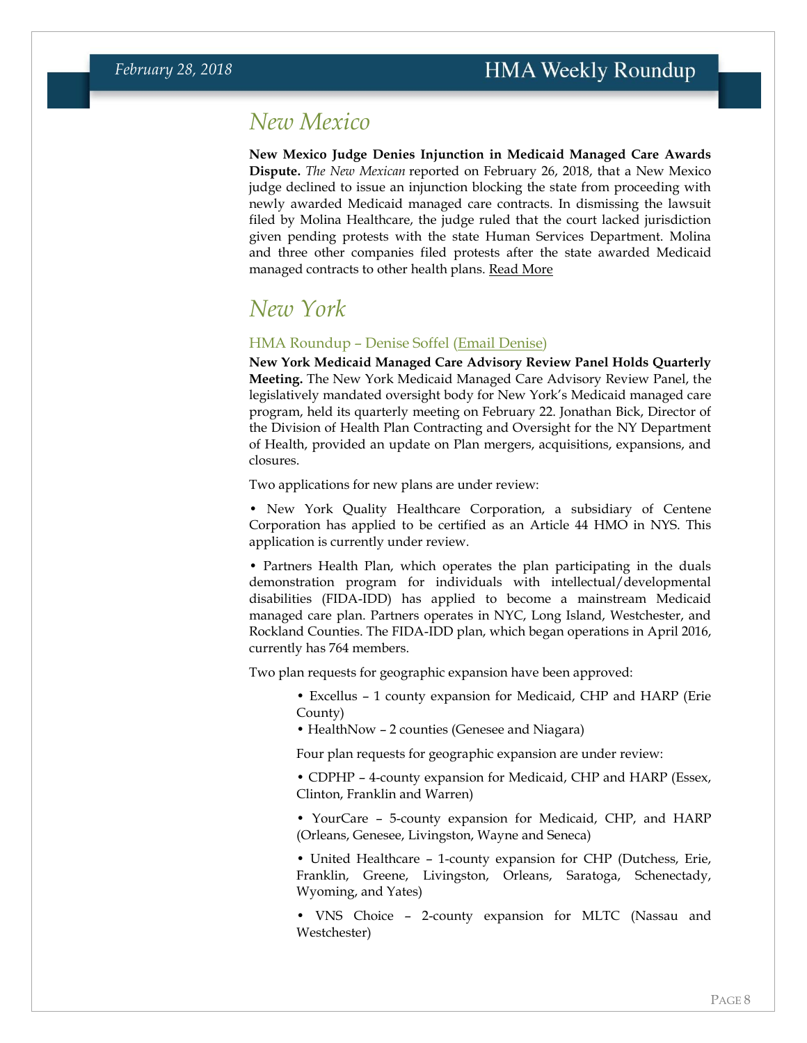## New Mexico

**New Mexico Judge Denies Injunction in Medicaid Managed Care Awards Dispute.** *The New Mexican* reported on February 26, 2018, that a New Mexico judge declined to issue an injunction blocking the state from proceeding with newly awarded Medicaid managed care contracts. In dismissing the lawsuit filed by Molina Healthcare, the judge ruled that the court lacked jurisdiction given pending protests with the state Human Services Department. Molina and three other companies filed protests after the state awarded Medicaid managed contracts to other health plans. Read More

## New York

### HMA Roundup – Denise Soffel (Email Denise)

**New York Medicaid Managed Care Advisory Review Panel Holds Quarterly Meeting.** The New York Medicaid Managed Care Advisory Review Panel, the legislatively mandated oversight body for New York's Medicaid managed care program, held its quarterly meeting on February 22. Jonathan Bick, Director of the Division of Health Plan Contracting and Oversight for the NY Department of Health, provided an update on Plan mergers, acquisitions, expansions, and closures.

Two applications for new plans are under review:

- New York Quality Healthcare Corporation, a subsidiary of Centene Corporation has applied to be certified as an Article 44 HMO in NYS. This application is currently under review.

- Partners Health Plan, which operates the plan participating in the duals demonstration program for individuals with intellectual/developmental disabilities (FIDA-IDD) has applied to become a mainstream Medicaid managed care plan. Partners operates in NYC, Long Island, Westchester, and Rockland Counties. The FIDA-IDD plan, which began operations in April 2016, currently has 764 members.

Two plan requests for geographic expansion have been approved:

- Excellus – 1 county expansion for Medicaid, CHP and HARP (Erie County)
- HealthNow – 2 counties (Genesee and Niagara)

Four plan requests for geographic expansion are under review:

- CDPHP – 4-county expansion for Medicaid, CHP and HARP (Essex, Clinton, Franklin and Warren)

- YourCare – 5-county expansion for Medicaid, CHP, and HARP (Orleans, Genesee, Livingston, Wayne and Seneca)

- United Healthcare – 1-county expansion for CHP (Dutchess, Erie, Franklin, Greene, Livingston, Orleans, Saratoga, Schenectady, Wyoming, and Yates)

- VNS Choice – 2-county expansion for MLTC (Nassau and Westchester)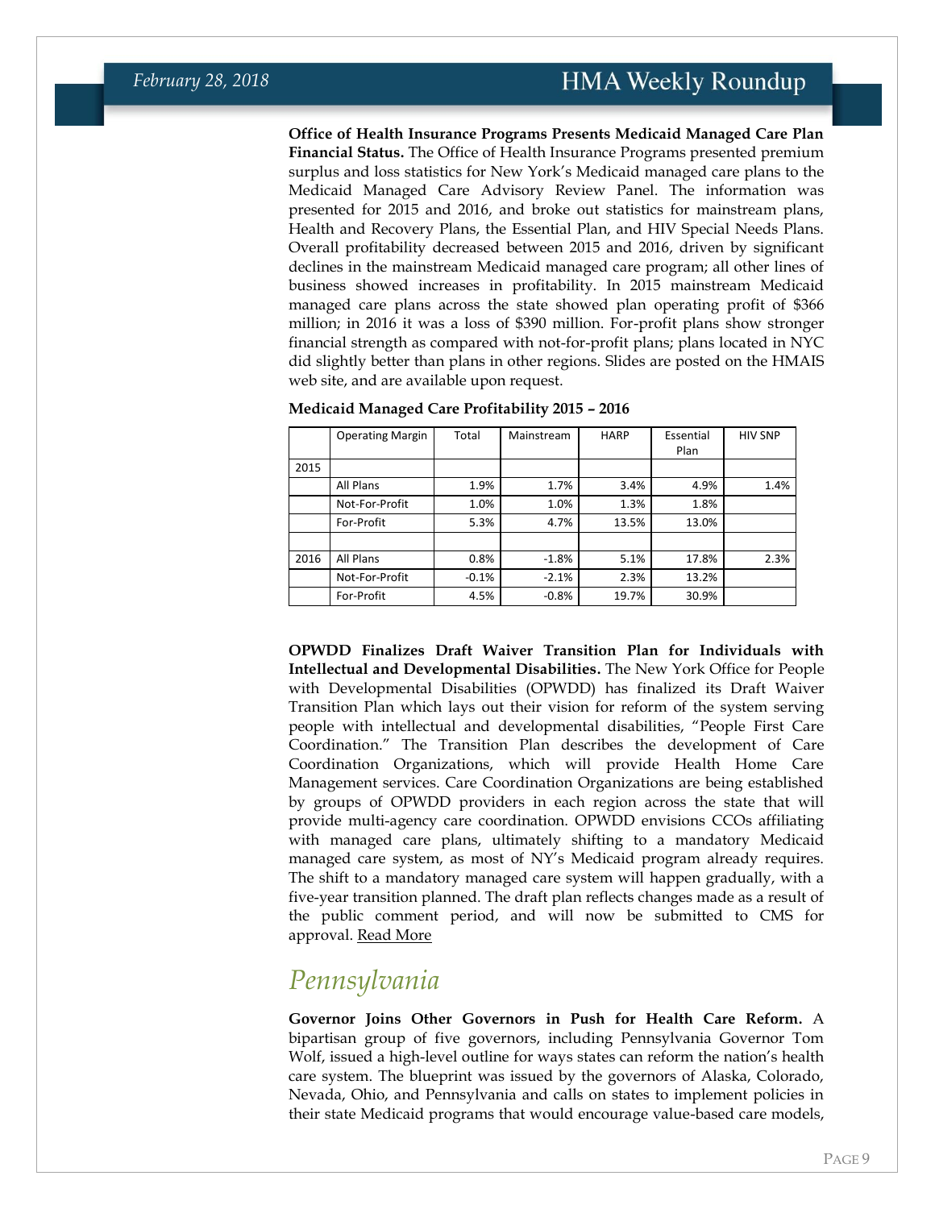**Office of Health Insurance Programs Presents Medicaid Managed Care Plan Financial Status.** The Office of Health Insurance Programs presented premium surplus and loss statistics for New York's Medicaid managed care plans to the Medicaid Managed Care Advisory Review Panel. The information was presented for 2015 and 2016, and broke out statistics for mainstream plans, Health and Recovery Plans, the Essential Plan, and HIV Special Needs Plans. Overall profitability decreased between 2015 and 2016, driven by significant declines in the mainstream Medicaid managed care program; all other lines of business showed increases in profitability. In 2015 mainstream Medicaid managed care plans across the state showed plan operating profit of $366 million; in 2016 it was a loss of $390 million. For-profit plans show stronger financial strength as compared with not-for-profit plans; plans located in NYC did slightly better than plans in other regions. Slides are posted on the HMAIS web site, and are available upon request.

**Medicaid Managed Care Profitability 2015 – 2016**

| | Operating Margin | Total | Mainstream | HARP | Essential Plan | HIV SNP |
|---|---|---|---|---|---|---|
| 2015 | | | | | | |
| | All Plans | 1.9% | 1.7% | 3.4% | 4.9% | 1.4% |
| | Not-For-Profit | 1.0% | 1.0% | 1.3% | 1.8% | |
| | For-Profit | 5.3% | 4.7% | 13.5% | 13.0% | |
| | | | | | | |
| 2016 | All Plans | 0.8% | -1.8% | 5.1% | 17.8% | 2.3% |
| | Not-For-Profit | -0.1% | -2.1% | 2.3% | 13.2% | |
| | For-Profit | 4.5% | -0.8% | 19.7% | 30.9% | |

**OPWDD Finalizes Draft Waiver Transition Plan for Individuals with Intellectual and Developmental Disabilities.** The New York Office for People with Developmental Disabilities (OPWDD) has finalized its Draft Waiver Transition Plan which lays out their vision for reform of the system serving people with intellectual and developmental disabilities, "People First Care Coordination." The Transition Plan describes the development of Care Coordination Organizations, which will provide Health Home Care Management services. Care Coordination Organizations are being established by groups of OPWDD providers in each region across the state that will provide multi-agency care coordination. OPWDD envisions CCOs affiliating with managed care plans, ultimately shifting to a mandatory Medicaid managed care system, as most of NY's Medicaid program already requires. The shift to a mandatory managed care system will happen gradually, with a five-year transition planned. The draft plan reflects changes made as a result of the public comment period, and will now be submitted to CMS for approval. Read More

## *Pennsylvania*

**Governor Joins Other Governors in Push for Health Care Reform.** A bipartisan group of five governors, including Pennsylvania Governor Tom Wolf, issued a high-level outline for ways states can reform the nation's health care system. The blueprint was issued by the governors of Alaska, Colorado, Nevada, Ohio, and Pennsylvania and calls on states to implement policies in their state Medicaid programs that would encourage value-based care models,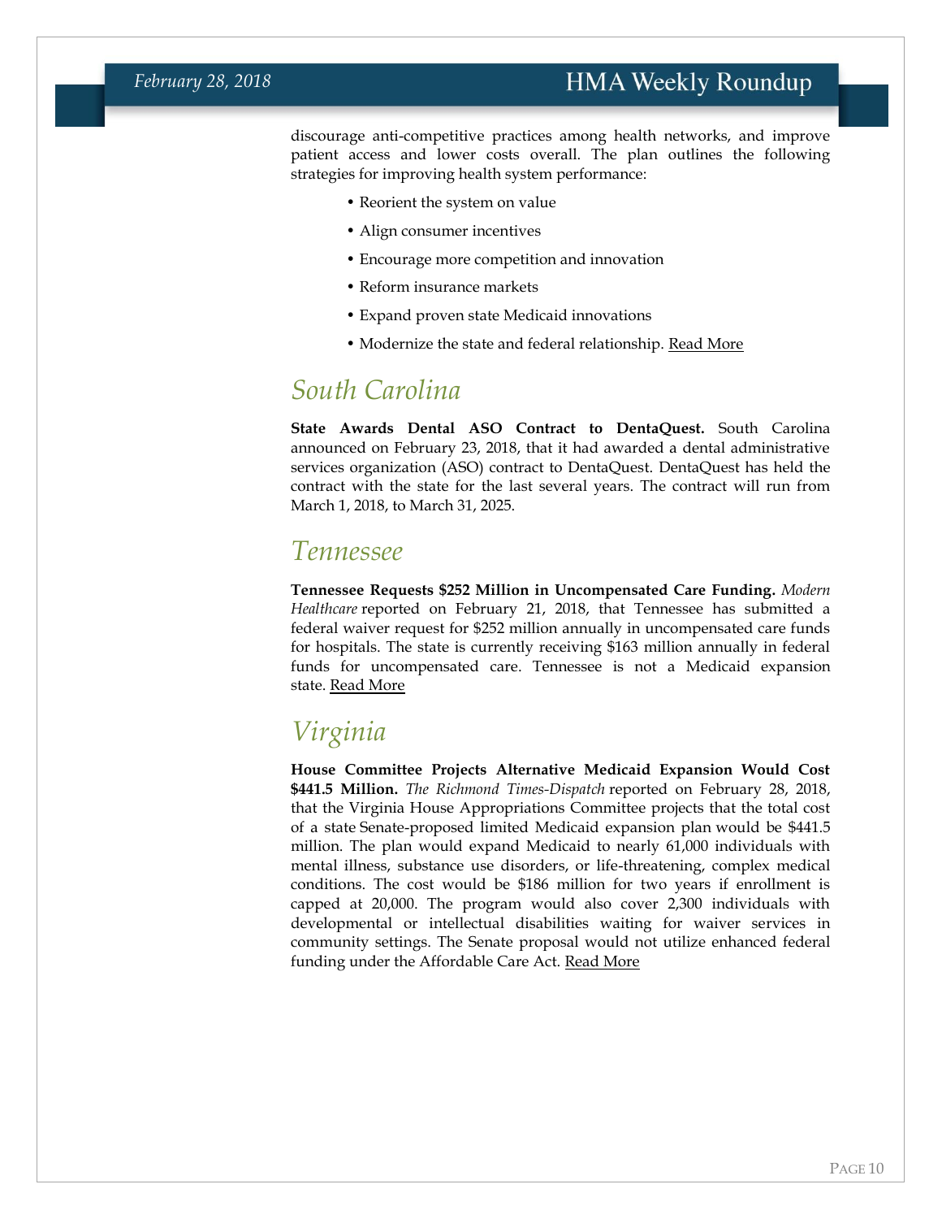discourage anti-competitive practices among health networks, and improve patient access and lower costs overall. The plan outlines the following strategies for improving health system performance:

- Reorient the system on value
- Align consumer incentives
- Encourage more competition and innovation
- Reform insurance markets
- Expand proven state Medicaid innovations
- Modernize the state and federal relationship. Read More

## South Carolina

**State Awards Dental ASO Contract to DentaQuest.** South Carolina announced on February 23, 2018, that it had awarded a dental administrative services organization (ASO) contract to DentaQuest. DentaQuest has held the contract with the state for the last several years. The contract will run from March 1, 2018, to March 31, 2025.

## Tennessee

**Tennessee Requests $252 Million in Uncompensated Care Funding.** *Modern Healthcare* reported on February 21, 2018, that Tennessee has submitted a federal waiver request for $252 million annually in uncompensated care funds for hospitals. The state is currently receiving $163 million annually in federal funds for uncompensated care. Tennessee is not a Medicaid expansion state. Read More

## Virginia

**House Committee Projects Alternative Medicaid Expansion Would Cost $441.5 Million.** *The Richmond Times-Dispatch* reported on February 28, 2018, that the Virginia House Appropriations Committee projects that the total cost of a state Senate-proposed limited Medicaid expansion plan would be $441.5 million. The plan would expand Medicaid to nearly 61,000 individuals with mental illness, substance use disorders, or life-threatening, complex medical conditions. The cost would be $186 million for two years if enrollment is capped at 20,000. The program would also cover 2,300 individuals with developmental or intellectual disabilities waiting for waiver services in community settings. The Senate proposal would not utilize enhanced federal funding under the Affordable Care Act. Read More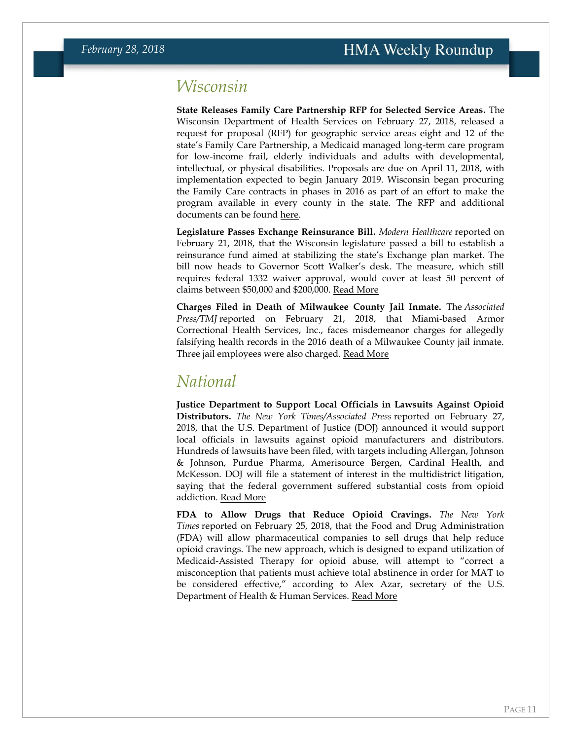## Wisconsin

**State Releases Family Care Partnership RFP for Selected Service Areas.** The Wisconsin Department of Health Services on February 27, 2018, released a request for proposal (RFP) for geographic service areas eight and 12 of the state's Family Care Partnership, a Medicaid managed long-term care program for low-income frail, elderly individuals and adults with developmental, intellectual, or physical disabilities. Proposals are due on April 11, 2018, with implementation expected to begin January 2019. Wisconsin began procuring the Family Care contracts in phases in 2016 as part of an effort to make the program available in every county in the state. The RFP and additional documents can be found here.

**Legislature Passes Exchange Reinsurance Bill.** *Modern Healthcare* reported on February 21, 2018, that the Wisconsin legislature passed a bill to establish a reinsurance fund aimed at stabilizing the state's Exchange plan market. The bill now heads to Governor Scott Walker's desk. The measure, which still requires federal 1332 waiver approval, would cover at least 50 percent of claims between $50,000 and $200,000. Read More

**Charges Filed in Death of Milwaukee County Jail Inmate.** The *Associated Press/TMJ* reported on February 21, 2018, that Miami-based Armor Correctional Health Services, Inc., faces misdemeanor charges for allegedly falsifying health records in the 2016 death of a Milwaukee County jail inmate. Three jail employees were also charged. Read More

## National

**Justice Department to Support Local Officials in Lawsuits Against Opioid Distributors.** *The New York Times/Associated Press* reported on February 27, 2018, that the U.S. Department of Justice (DOJ) announced it would support local officials in lawsuits against opioid manufacturers and distributors. Hundreds of lawsuits have been filed, with targets including Allergan, Johnson & Johnson, Purdue Pharma, Amerisource Bergen, Cardinal Health, and McKesson. DOJ will file a statement of interest in the multidistrict litigation, saying that the federal government suffered substantial costs from opioid addiction. Read More

**FDA to Allow Drugs that Reduce Opioid Cravings.** *The New York Times* reported on February 25, 2018, that the Food and Drug Administration (FDA) will allow pharmaceutical companies to sell drugs that help reduce opioid cravings. The new approach, which is designed to expand utilization of Medicaid-Assisted Therapy for opioid abuse, will attempt to "correct a misconception that patients must achieve total abstinence in order for MAT to be considered effective," according to Alex Azar, secretary of the U.S. Department of Health & Human Services. Read More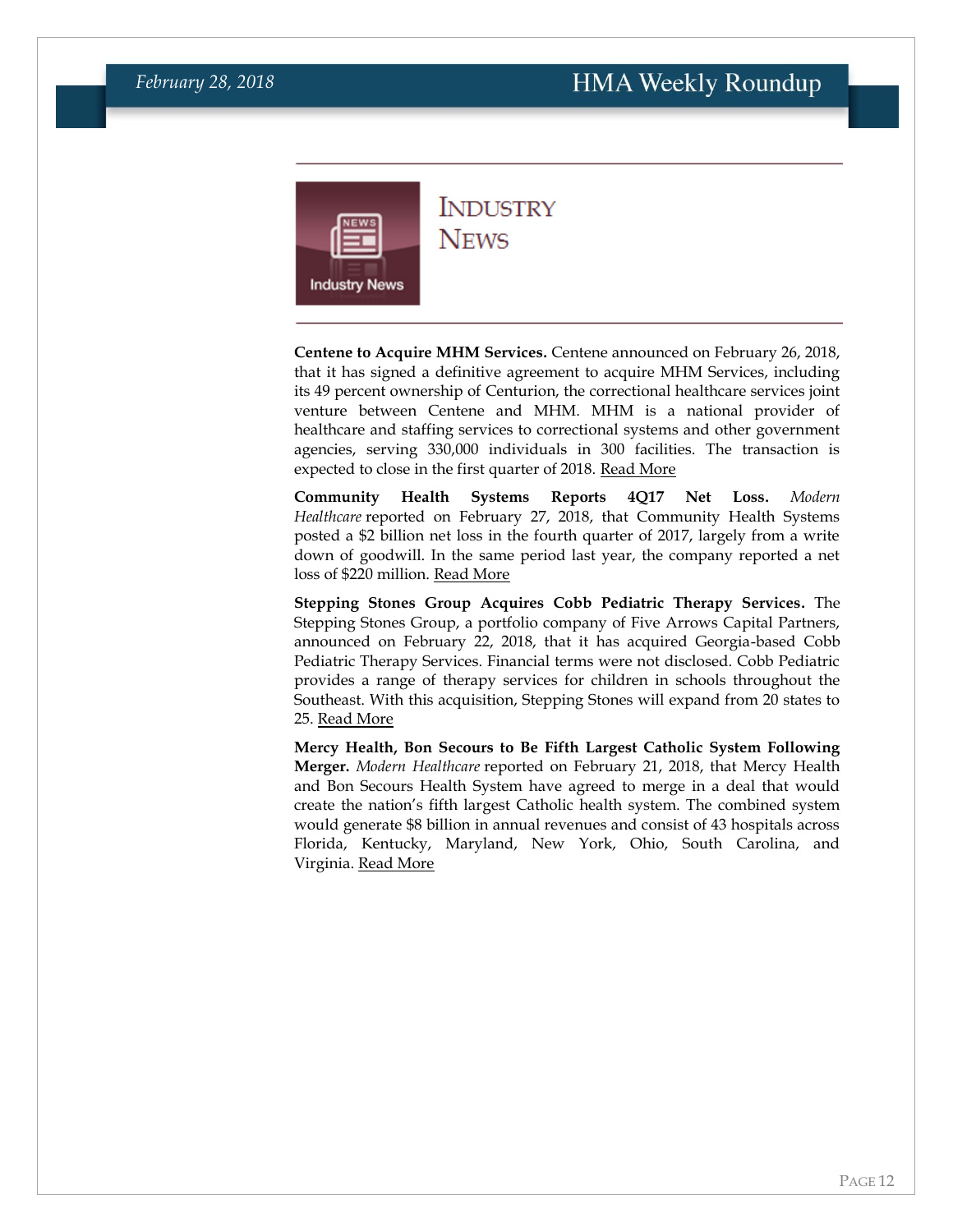# Industry News

**Centene to Acquire MHM Services.** Centene announced on February 26, 2018, that it has signed a definitive agreement to acquire MHM Services, including its 49 percent ownership of Centurion, the correctional healthcare services joint venture between Centene and MHM. MHM is a national provider of healthcare and staffing services to correctional systems and other government agencies, serving 330,000 individuals in 300 facilities. The transaction is expected to close in the first quarter of 2018. Read More

**Community Health Systems Reports 4Q17 Net Loss.** *Modern Healthcare* reported on February 27, 2018, that Community Health Systems posted a $2 billion net loss in the fourth quarter of 2017, largely from a write down of goodwill. In the same period last year, the company reported a net loss of $220 million. Read More

**Stepping Stones Group Acquires Cobb Pediatric Therapy Services.** The Stepping Stones Group, a portfolio company of Five Arrows Capital Partners, announced on February 22, 2018, that it has acquired Georgia-based Cobb Pediatric Therapy Services. Financial terms were not disclosed. Cobb Pediatric provides a range of therapy services for children in schools throughout the Southeast. With this acquisition, Stepping Stones will expand from 20 states to 25. Read More

**Mercy Health, Bon Secours to Be Fifth Largest Catholic System Following Merger.** *Modern Healthcare* reported on February 21, 2018, that Mercy Health and Bon Secours Health System have agreed to merge in a deal that would create the nation's fifth largest Catholic health system. The combined system would generate $8 billion in annual revenues and consist of 43 hospitals across Florida, Kentucky, Maryland, New York, Ohio, South Carolina, and Virginia. Read More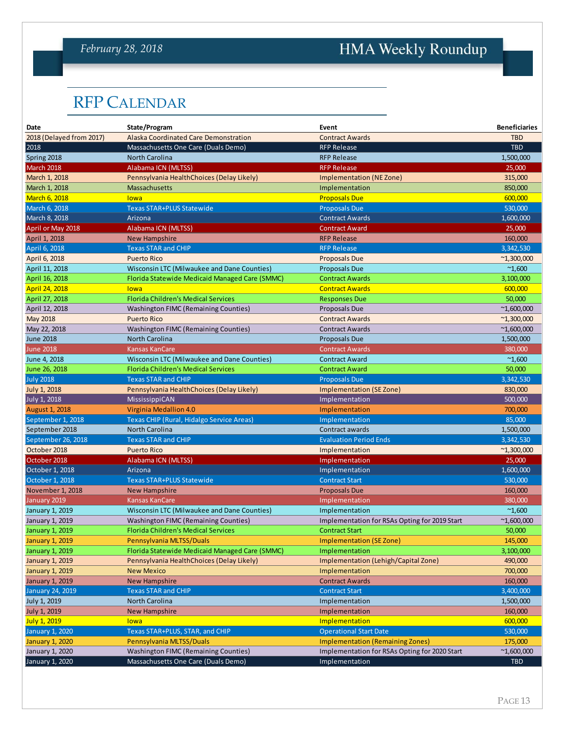## RFP Calendar

| Date | State/Program | Event | Beneficiaries |
|---|---|---|---|
| 2018 (Delayed from 2017) | Alaska Coordinated Care Demonstration | Contract Awards | TBD |
| 2018 | Massachusetts One Care (Duals Demo) | RFP Release | TBD |
| Spring 2018 | North Carolina | RFP Release | 1,500,000 |
| March 2018 | Alabama ICN (MLTSS) | RFP Release | 25,000 |
| March 1, 2018 | Pennsylvania HealthChoices (Delay Likely) | Implementation (NE Zone) | 315,000 |
| March 1, 2018 | Massachusetts | Implementation | 850,000 |
| March 6, 2018 | Iowa | Proposals Due | 600,000 |
| March 6, 2018 | Texas STAR+PLUS Statewide | Proposals Due | 530,000 |
| March 8, 2018 | Arizona | Contract Awards | 1,600,000 |
| April or May 2018 | Alabama ICN (MLTSS) | Contract Award | 25,000 |
| April 1, 2018 | New Hampshire | RFP Release | 160,000 |
| April 6, 2018 | Texas STAR and CHIP | RFP Release | 3,342,530 |
| April 6, 2018 | Puerto Rico | Proposals Due | ~1,300,000 |
| April 11, 2018 | Wisconsin LTC (Milwaukee and Dane Counties) | Proposals Due | ~1,600 |
| April 16, 2018 | Florida Statewide Medicaid Managed Care (SMMC) | Contract Awards | 3,100,000 |
| April 24, 2018 | Iowa | Contract Awards | 600,000 |
| April 27, 2018 | Florida Children's Medical Services | Responses Due | 50,000 |
| April 12, 2018 | Washington FIMC (Remaining Counties) | Proposals Due | ~1,600,000 |
| May 2018 | Puerto Rico | Contract Awards | ~1,300,000 |
| May 22, 2018 | Washington FIMC (Remaining Counties) | Contract Awards | ~1,600,000 |
| June 2018 | North Carolina | Proposals Due | 1,500,000 |
| June 2018 | Kansas KanCare | Contract Awards | 380,000 |
| June 4, 2018 | Wisconsin LTC (Milwaukee and Dane Counties) | Contract Award | ~1,600 |
| June 26, 2018 | Florida Children's Medical Services | Contract Award | 50,000 |
| July 2018 | Texas STAR and CHIP | Proposals Due | 3,342,530 |
| July 1, 2018 | Pennsylvania HealthChoices (Delay Likely) | Implementation (SE Zone) | 830,000 |
| July 1, 2018 | MississippiCAN | Implementation | 500,000 |
| August 1, 2018 | Virginia Medallion 4.0 | Implementation | 700,000 |
| September 1, 2018 | Texas CHIP (Rural, Hidalgo Service Areas) | Implementation | 85,000 |
| September 2018 | North Carolina | Contract awards | 1,500,000 |
| September 26, 2018 | Texas STAR and CHIP | Evaluation Period Ends | 3,342,530 |
| October 2018 | Puerto Rico | Implementation | ~1,300,000 |
| October 2018 | Alabama ICN (MLTSS) | Implementation | 25,000 |
| October 1, 2018 | Arizona | Implementation | 1,600,000 |
| October 1, 2018 | Texas STAR+PLUS Statewide | Contract Start | 530,000 |
| November 1, 2018 | New Hampshire | Proposals Due | 160,000 |
| January 2019 | Kansas KanCare | Implementation | 380,000 |
| January 1, 2019 | Wisconsin LTC (Milwaukee and Dane Counties) | Implementation | ~1,600 |
| January 1, 2019 | Washington FIMC (Remaining Counties) | Implementation for RSAs Opting for 2019 Start | ~1,600,000 |
| January 1, 2019 | Florida Children's Medical Services | Contract Start | 50,000 |
| January 1, 2019 | Pennsylvania MLTSS/Duals | Implementation (SE Zone) | 145,000 |
| January 1, 2019 | Florida Statewide Medicaid Managed Care (SMMC) | Implementation | 3,100,000 |
| January 1, 2019 | Pennsylvania HealthChoices (Delay Likely) | Implementation (Lehigh/Capital Zone) | 490,000 |
| January 1, 2019 | New Mexico | Implementation | 700,000 |
| January 1, 2019 | New Hampshire | Contract Awards | 160,000 |
| January 24, 2019 | Texas STAR and CHIP | Contract Start | 3,400,000 |
| July 1, 2019 | North Carolina | Implementation | 1,500,000 |
| July 1, 2019 | New Hampshire | Implementation | 160,000 |
| July 1, 2019 | Iowa | Implementation | 600,000 |
| January 1, 2020 | Texas STAR+PLUS, STAR, and CHIP | Operational Start Date | 530,000 |
| January 1, 2020 | Pennsylvania MLTSS/Duals | Implementation (Remaining Zones) | 175,000 |
| January 1, 2020 | Washington FIMC (Remaining Counties) | Implementation for RSAs Opting for 2020 Start | ~1,600,000 |
| January 1, 2020 | Massachusetts One Care (Duals Demo) | Implementation | TBD |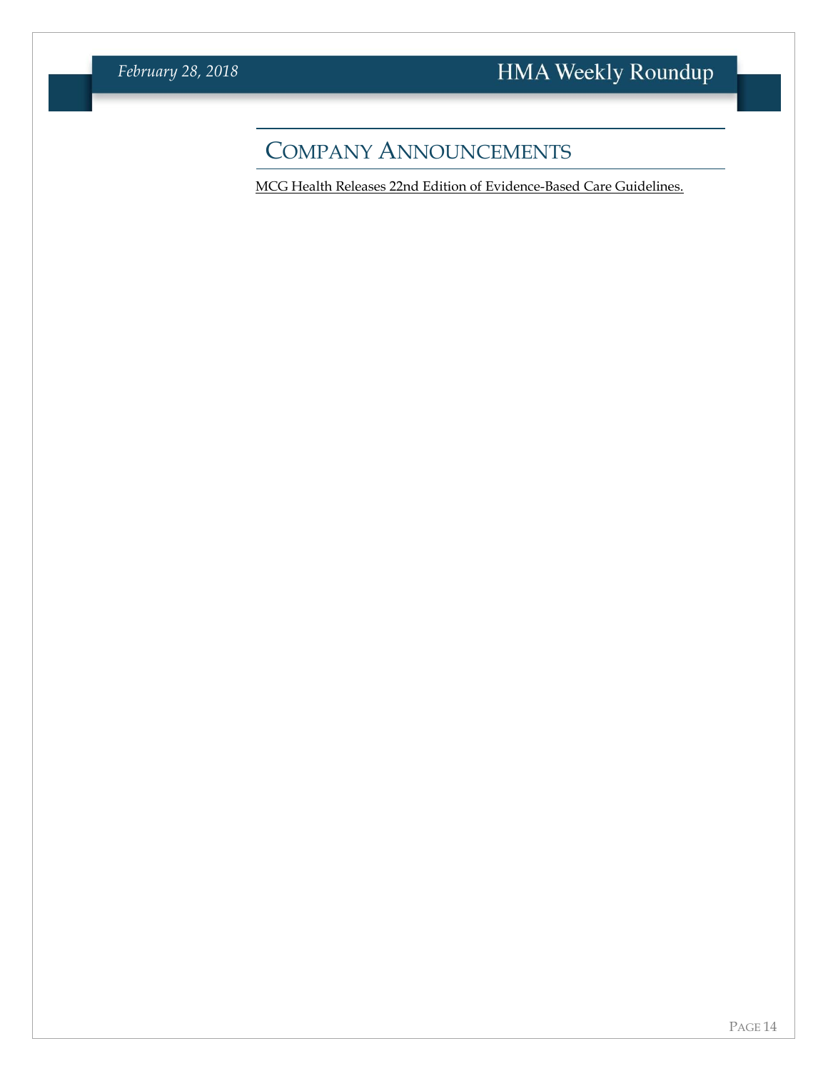# COMPANY ANNOUNCEMENTS

MCG Health Releases 22nd Edition of Evidence-Based Care Guidelines.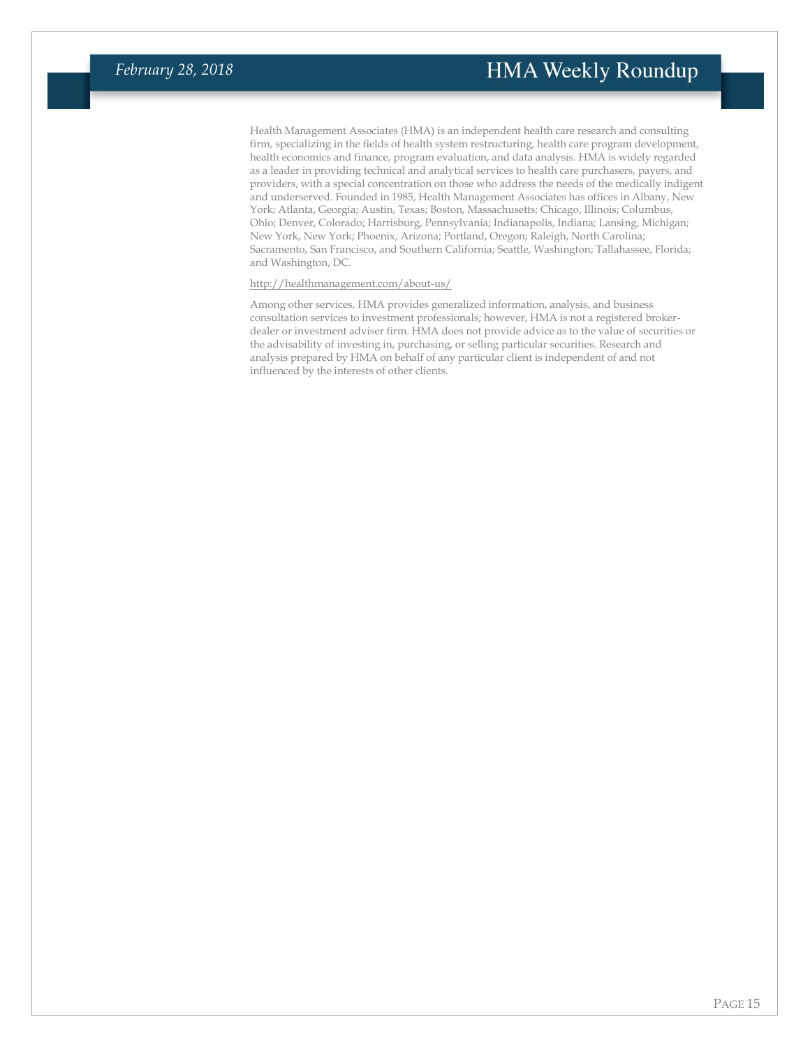Health Management Associates (HMA) is an independent health care research and consulting firm, specializing in the fields of health system restructuring, health care program development, health economics and finance, program evaluation, and data analysis. HMA is widely regarded as a leader in providing technical and analytical services to health care purchasers, payers, and providers, with a special concentration on those who address the needs of the medically indigent and underserved. Founded in 1985, Health Management Associates has offices in Albany, New York; Atlanta, Georgia; Austin, Texas; Boston, Massachusetts; Chicago, Illinois; Columbus, Ohio; Denver, Colorado; Harrisburg, Pennsylvania; Indianapolis, Indiana; Lansing, Michigan; New York, New York; Phoenix, Arizona; Portland, Oregon; Raleigh, North Carolina; Sacramento, San Francisco, and Southern California; Seattle, Washington; Tallahassee, Florida; and Washington, DC.

http://healthmanagement.com/about-us/

Among other services, HMA provides generalized information, analysis, and business consultation services to investment professionals; however, HMA is not a registered broker-dealer or investment adviser firm. HMA does not provide advice as to the value of securities or the advisability of investing in, purchasing, or selling particular securities. Research and analysis prepared by HMA on behalf of any particular client is independent of and not influenced by the interests of other clients.